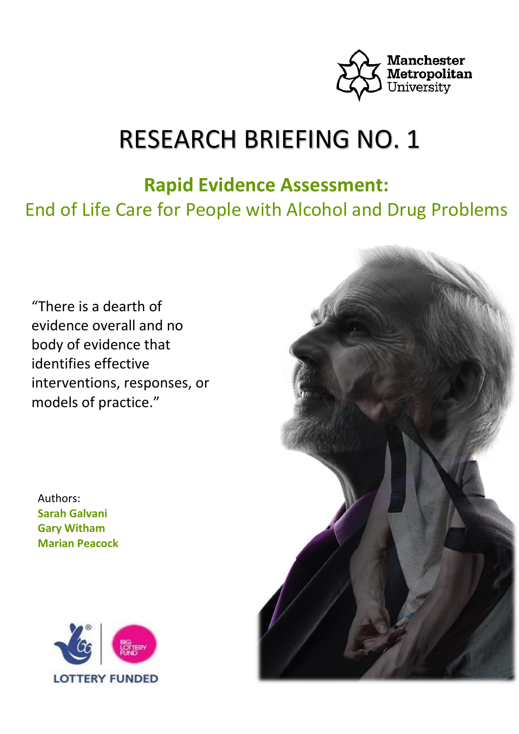Manchester Metropolitan University

# RESEARCH BRIEFING NO. 1

## Rapid Evidence Assessment:

## End of Life Care for People with Alcohol and Drug Problems

"There is a dearth of evidence overall and no body of evidence that identifies effective interventions, responses, or models of practice."

Authors:

**Sarah Galvani**

**Gary Witham**

**Marian Peacock**

LOTTERY FUNDED

BIG LOTTERY FUND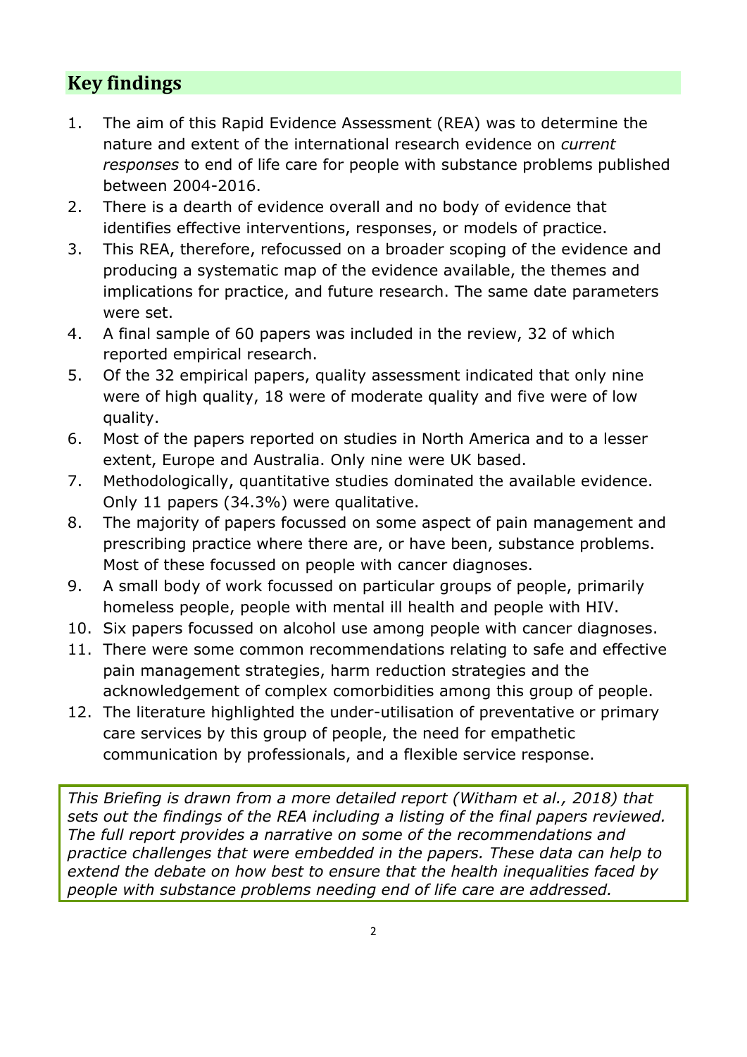## Key findings

1. The aim of this Rapid Evidence Assessment (REA) was to determine the nature and extent of the international research evidence on *current responses* to end of life care for people with substance problems published between 2004-2016.
2. There is a dearth of evidence overall and no body of evidence that identifies effective interventions, responses, or models of practice.
3. This REA, therefore, refocussed on a broader scoping of the evidence and producing a systematic map of the evidence available, the themes and implications for practice, and future research. The same date parameters were set.
4. A final sample of 60 papers was included in the review, 32 of which reported empirical research.
5. Of the 32 empirical papers, quality assessment indicated that only nine were of high quality, 18 were of moderate quality and five were of low quality.
6. Most of the papers reported on studies in North America and to a lesser extent, Europe and Australia. Only nine were UK based.
7. Methodologically, quantitative studies dominated the available evidence. Only 11 papers (34.3%) were qualitative.
8. The majority of papers focussed on some aspect of pain management and prescribing practice where there are, or have been, substance problems. Most of these focussed on people with cancer diagnoses.
9. A small body of work focussed on particular groups of people, primarily homeless people, people with mental ill health and people with HIV.
10. Six papers focussed on alcohol use among people with cancer diagnoses.
11. There were some common recommendations relating to safe and effective pain management strategies, harm reduction strategies and the acknowledgement of complex comorbidities among this group of people.
12. The literature highlighted the under-utilisation of preventative or primary care services by this group of people, the need for empathetic communication by professionals, and a flexible service response.

*This Briefing is drawn from a more detailed report (Witham et al., 2018) that sets out the findings of the REA including a listing of the final papers reviewed. The full report provides a narrative on some of the recommendations and practice challenges that were embedded in the papers. These data can help to extend the debate on how best to ensure that the health inequalities faced by people with substance problems needing end of life care are addressed.*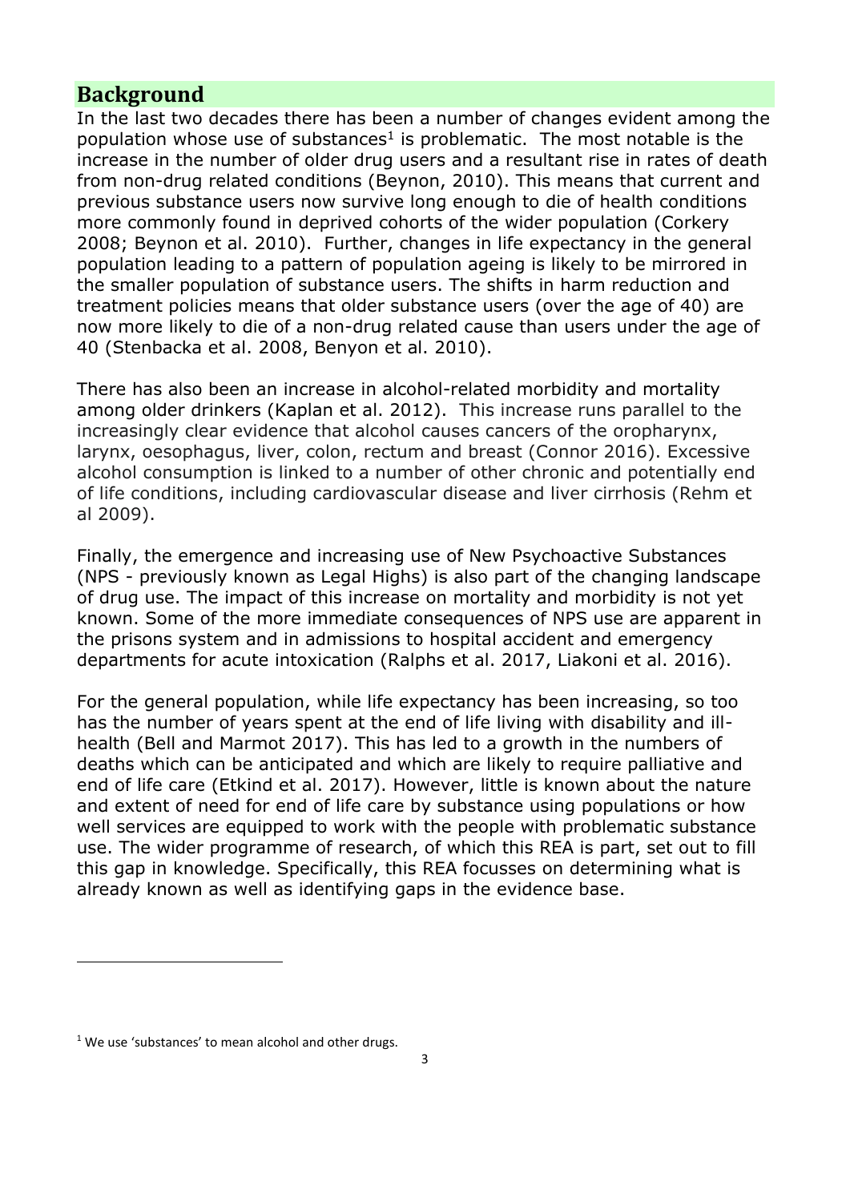## Background

In the last two decades there has been a number of changes evident among the population whose use of substances[1] is problematic. The most notable is the increase in the number of older drug users and a resultant rise in rates of death from non-drug related conditions (Beynon, 2010). This means that current and previous substance users now survive long enough to die of health conditions more commonly found in deprived cohorts of the wider population (Corkery 2008; Beynon et al. 2010). Further, changes in life expectancy in the general population leading to a pattern of population ageing is likely to be mirrored in the smaller population of substance users. The shifts in harm reduction and treatment policies means that older substance users (over the age of 40) are now more likely to die of a non-drug related cause than users under the age of 40 (Stenbacka et al. 2008, Benyon et al. 2010).

There has also been an increase in alcohol-related morbidity and mortality among older drinkers (Kaplan et al. 2012). This increase runs parallel to the increasingly clear evidence that alcohol causes cancers of the oropharynx, larynx, oesophagus, liver, colon, rectum and breast (Connor 2016). Excessive alcohol consumption is linked to a number of other chronic and potentially end of life conditions, including cardiovascular disease and liver cirrhosis (Rehm et al 2009).

Finally, the emergence and increasing use of New Psychoactive Substances (NPS - previously known as Legal Highs) is also part of the changing landscape of drug use. The impact of this increase on mortality and morbidity is not yet known. Some of the more immediate consequences of NPS use are apparent in the prisons system and in admissions to hospital accident and emergency departments for acute intoxication (Ralphs et al. 2017, Liakoni et al. 2016).

For the general population, while life expectancy has been increasing, so too has the number of years spent at the end of life living with disability and ill-health (Bell and Marmot 2017). This has led to a growth in the numbers of deaths which can be anticipated and which are likely to require palliative and end of life care (Etkind et al. 2017). However, little is known about the nature and extent of need for end of life care by substance using populations or how well services are equipped to work with the people with problematic substance use. The wider programme of research, of which this REA is part, set out to fill this gap in knowledge. Specifically, this REA focusses on determining what is already known as well as identifying gaps in the evidence base.

[1] We use 'substances' to mean alcohol and other drugs.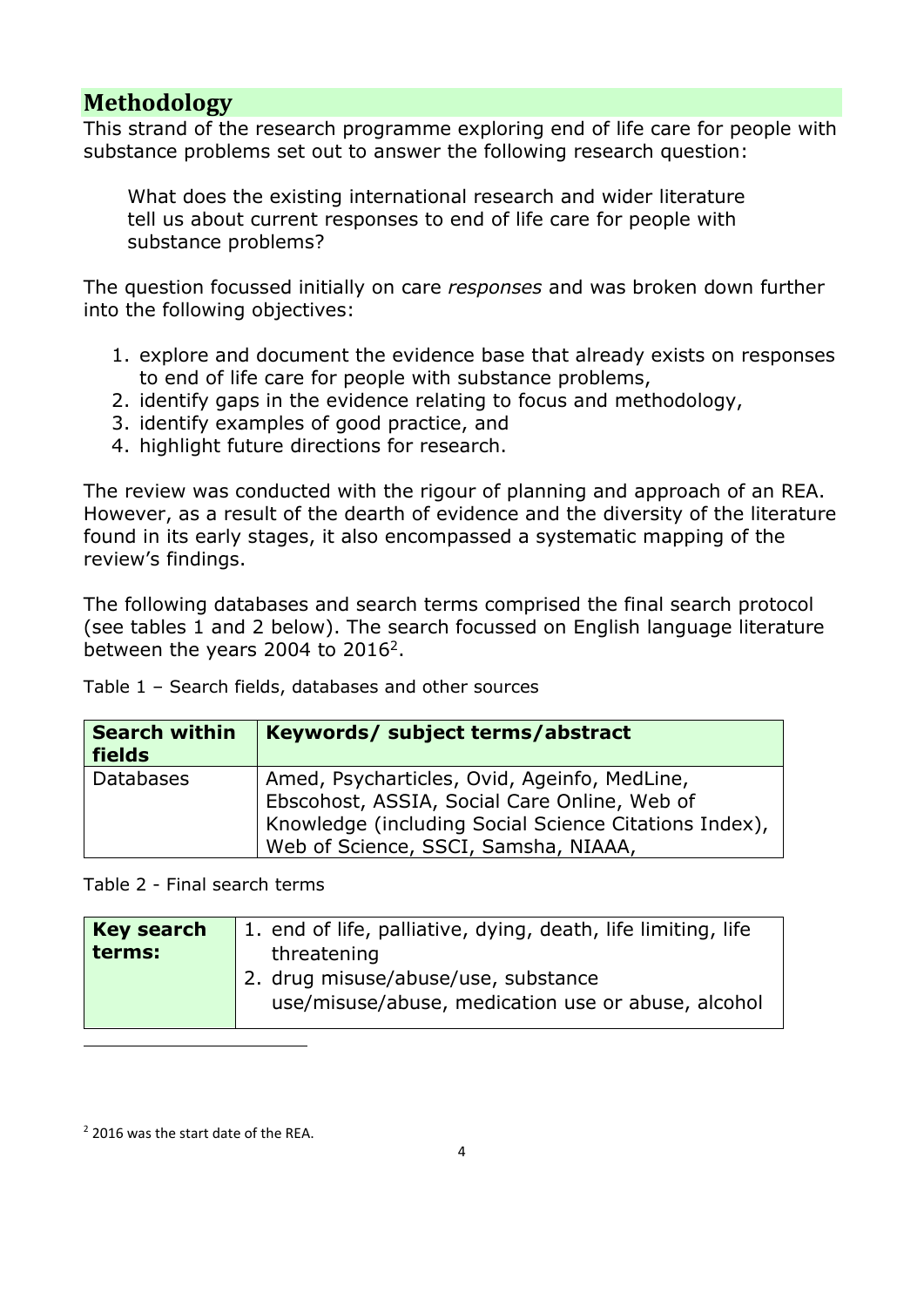## Methodology

This strand of the research programme exploring end of life care for people with substance problems set out to answer the following research question:

> What does the existing international research and wider literature tell us about current responses to end of life care for people with substance problems?

The question focussed initially on care *responses* and was broken down further into the following objectives:

1. explore and document the evidence base that already exists on responses to end of life care for people with substance problems,
2. identify gaps in the evidence relating to focus and methodology,
3. identify examples of good practice, and
4. highlight future directions for research.

The review was conducted with the rigour of planning and approach of an REA. However, as a result of the dearth of evidence and the diversity of the literature found in its early stages, it also encompassed a systematic mapping of the review's findings.

The following databases and search terms comprised the final search protocol (see tables 1 and 2 below). The search focussed on English language literature between the years 2004 to 2016[2].

Table 1 – Search fields, databases and other sources

| Search within fields | Keywords/ subject terms/abstract |
|---|---|
| Databases | Amed, Psycharticles, Ovid, Ageinfo, MedLine, Ebscohost, ASSIA, Social Care Online, Web of Knowledge (including Social Science Citations Index), Web of Science, SSCI, Samsha, NIAAA, |

Table 2 - Final search terms

| Key search terms: | 1. end of life, palliative, dying, death, life limiting, life threatening<br>2. drug misuse/abuse/use, substance use/misuse/abuse, medication use or abuse, alcohol |
|---|---|

[2] 2016 was the start date of the REA.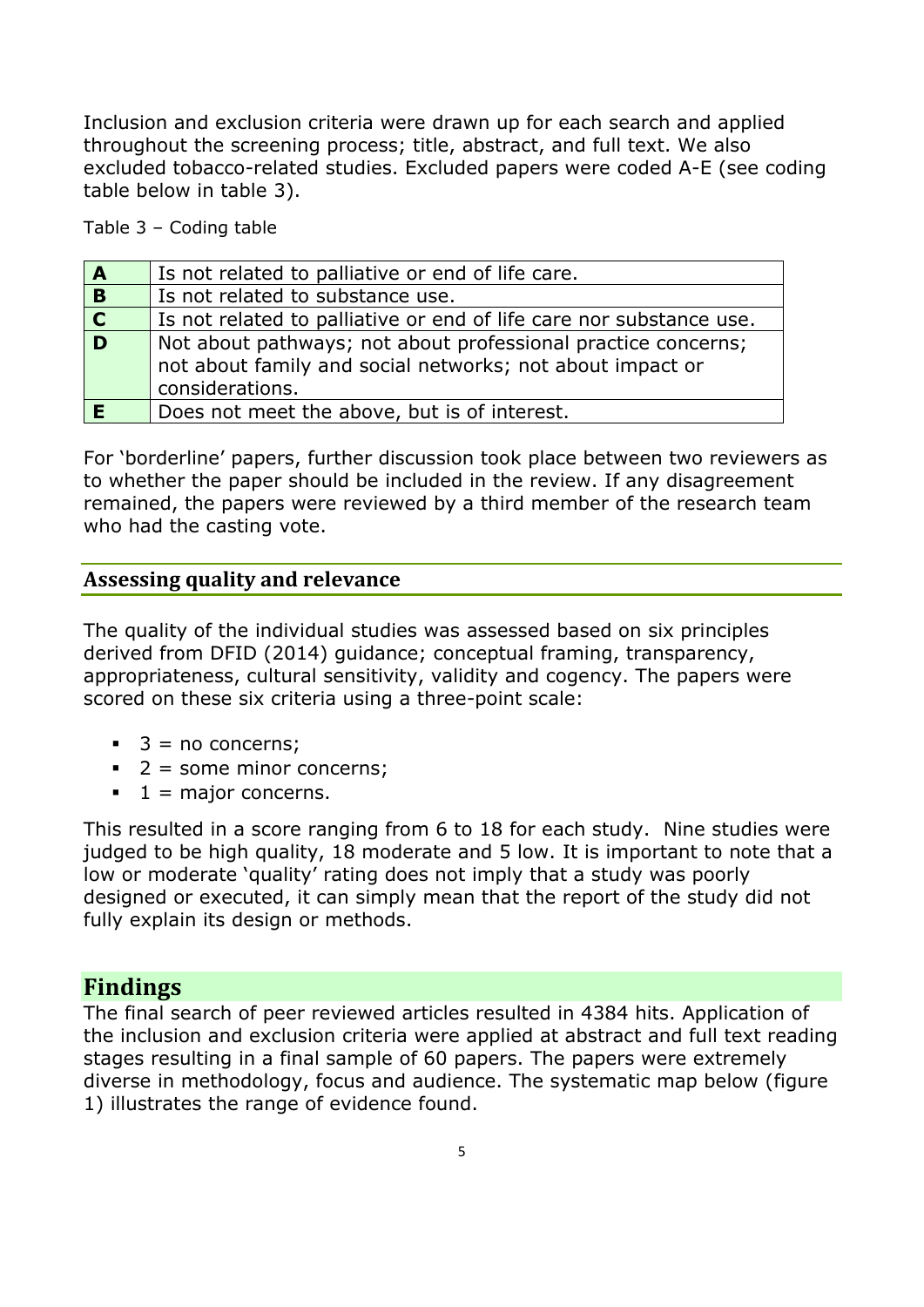Inclusion and exclusion criteria were drawn up for each search and applied throughout the screening process; title, abstract, and full text. We also excluded tobacco-related studies. Excluded papers were coded A-E (see coding table below in table 3).

Table 3 – Coding table

| | |
|---|---|
| **A** | Is not related to palliative or end of life care. |
| **B** | Is not related to substance use. |
| **C** | Is not related to palliative or end of life care nor substance use. |
| **D** | Not about pathways; not about professional practice concerns; not about family and social networks; not about impact or considerations. |
| **E** | Does not meet the above, but is of interest. |

For 'borderline' papers, further discussion took place between two reviewers as to whether the paper should be included in the review. If any disagreement remained, the papers were reviewed by a third member of the research team who had the casting vote.

## Assessing quality and relevance

The quality of the individual studies was assessed based on six principles derived from DFID (2014) guidance; conceptual framing, transparency, appropriateness, cultural sensitivity, validity and cogency. The papers were scored on these six criteria using a three-point scale:

- 3 = no concerns;
- 2 = some minor concerns;
- 1 = major concerns.

This resulted in a score ranging from 6 to 18 for each study. Nine studies were judged to be high quality, 18 moderate and 5 low. It is important to note that a low or moderate 'quality' rating does not imply that a study was poorly designed or executed, it can simply mean that the report of the study did not fully explain its design or methods.

# Findings

The final search of peer reviewed articles resulted in 4384 hits. Application of the inclusion and exclusion criteria were applied at abstract and full text reading stages resulting in a final sample of 60 papers. The papers were extremely diverse in methodology, focus and audience. The systematic map below (figure 1) illustrates the range of evidence found.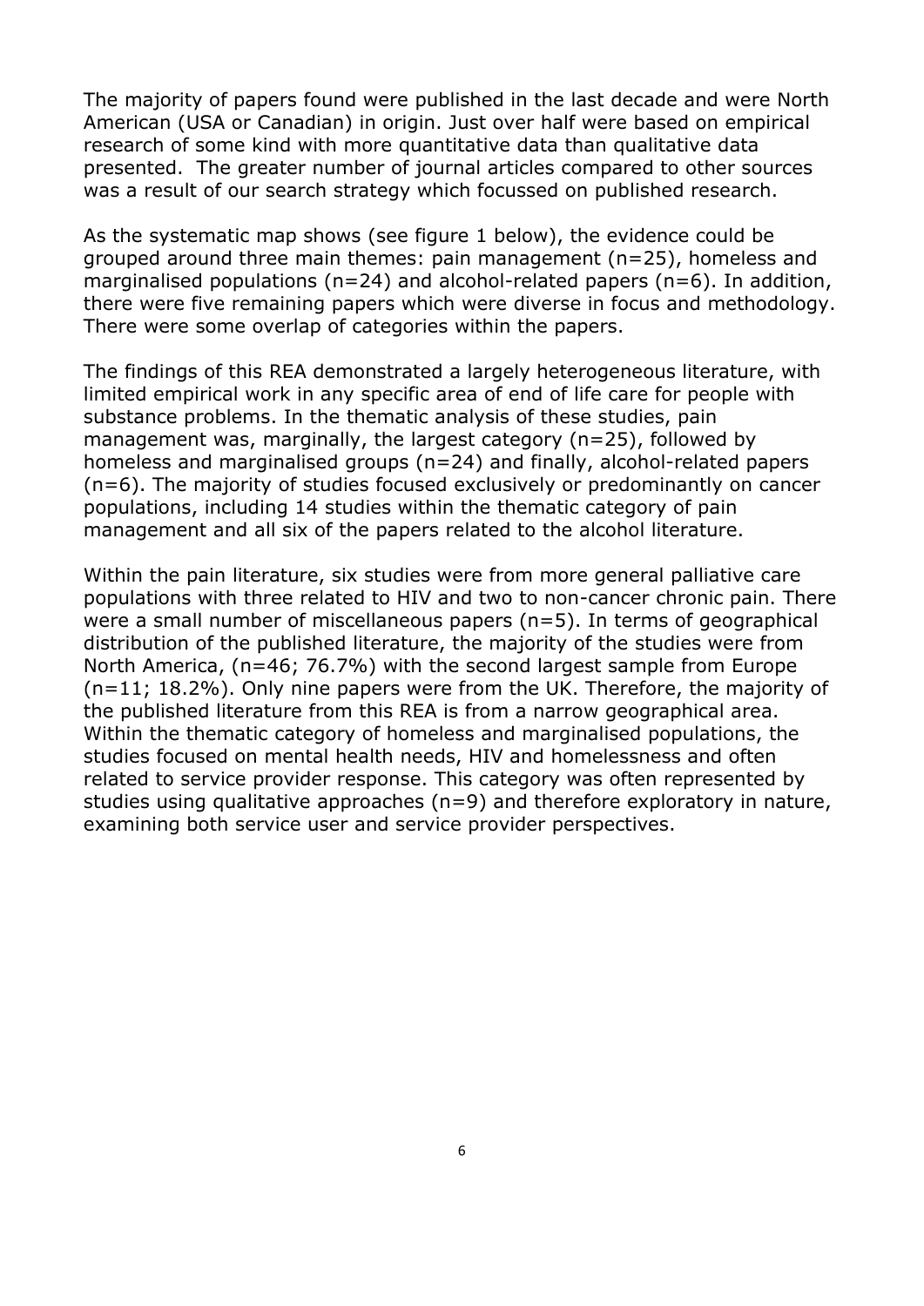The majority of papers found were published in the last decade and were North American (USA or Canadian) in origin. Just over half were based on empirical research of some kind with more quantitative data than qualitative data presented. The greater number of journal articles compared to other sources was a result of our search strategy which focussed on published research.

As the systematic map shows (see figure 1 below), the evidence could be grouped around three main themes: pain management (n=25), homeless and marginalised populations (n=24) and alcohol-related papers (n=6). In addition, there were five remaining papers which were diverse in focus and methodology. There were some overlap of categories within the papers.

The findings of this REA demonstrated a largely heterogeneous literature, with limited empirical work in any specific area of end of life care for people with substance problems. In the thematic analysis of these studies, pain management was, marginally, the largest category (n=25), followed by homeless and marginalised groups (n=24) and finally, alcohol-related papers (n=6). The majority of studies focused exclusively or predominantly on cancer populations, including 14 studies within the thematic category of pain management and all six of the papers related to the alcohol literature.

Within the pain literature, six studies were from more general palliative care populations with three related to HIV and two to non-cancer chronic pain. There were a small number of miscellaneous papers (n=5). In terms of geographical distribution of the published literature, the majority of the studies were from North America, (n=46; 76.7%) with the second largest sample from Europe (n=11; 18.2%). Only nine papers were from the UK. Therefore, the majority of the published literature from this REA is from a narrow geographical area. Within the thematic category of homeless and marginalised populations, the studies focused on mental health needs, HIV and homelessness and often related to service provider response. This category was often represented by studies using qualitative approaches (n=9) and therefore exploratory in nature, examining both service user and service provider perspectives.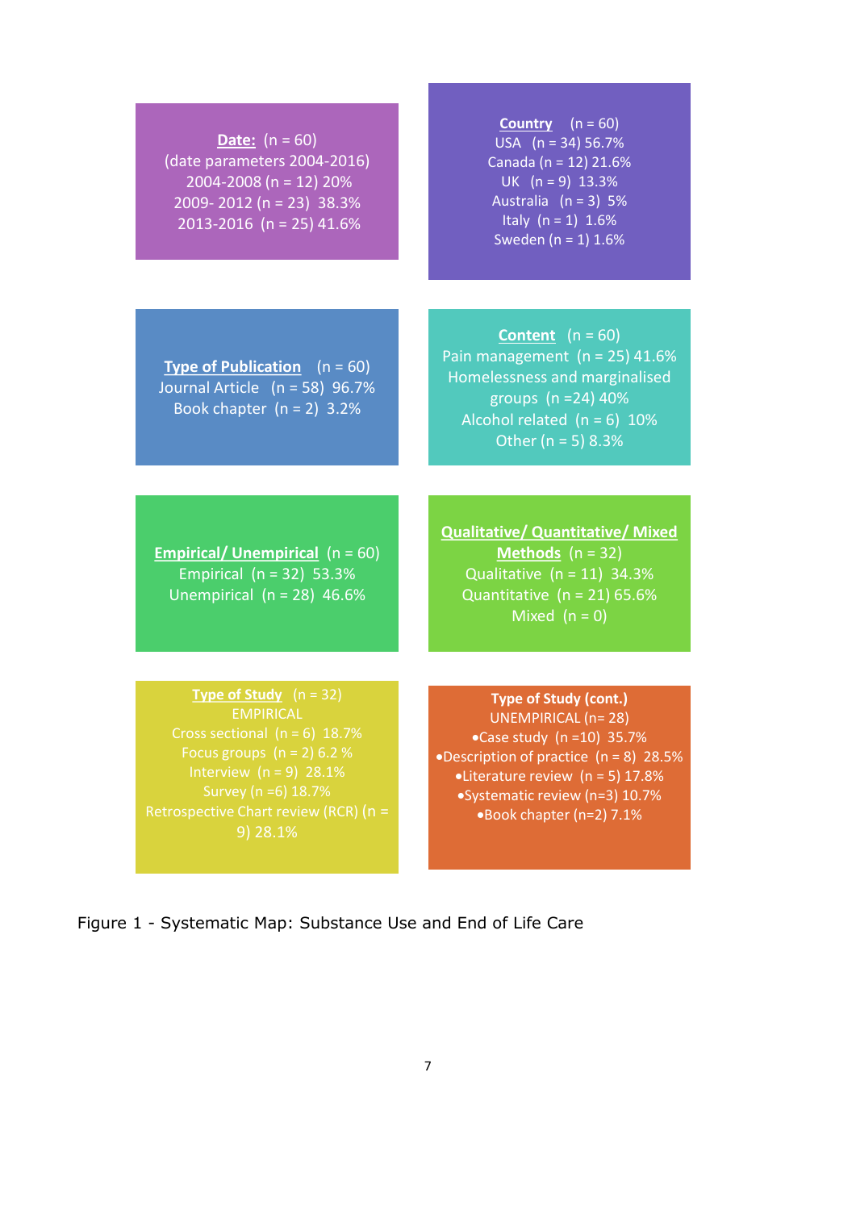**Date:** (n = 60)
(date parameters 2004-2016)
2004-2008 (n = 12) 20%
2009- 2012 (n = 23) 38.3%
2013-2016 (n = 25) 41.6%

**Country** (n = 60)
USA (n = 34) 56.7%
Canada (n = 12) 21.6%
UK (n = 9) 13.3%
Australia (n = 3) 5%
Italy (n = 1) 1.6%
Sweden (n = 1) 1.6%

**Type of Publication** (n = 60)
Journal Article (n = 58) 96.7%
Book chapter (n = 2) 3.2%

**Content** (n = 60)
Pain management (n = 25) 41.6%
Homelessness and marginalised groups (n =24) 40%
Alcohol related (n = 6) 10%
Other (n = 5) 8.3%

**Empirical/ Unempirical** (n = 60)
Empirical (n = 32) 53.3%
Unempirical (n = 28) 46.6%

**Qualitative/ Quantitative/ Mixed Methods** (n = 32)
Qualitative (n = 11) 34.3%
Quantitative (n = 21) 65.6%
Mixed (n = 0)

**Type of Study** (n = 32)
EMPIRICAL
Cross sectional (n = 6) 18.7%
Focus groups (n = 2) 6.2 %
Interview (n = 9) 28.1%
Survey (n =6) 18.7%
Retrospective Chart review (RCR) (n = 9) 28.1%

**Type of Study (cont.)**
UNEMPIRICAL (n= 28)
- Case study (n =10) 35.7%
- Description of practice (n = 8) 28.5%
- Literature review (n = 5) 17.8%
- Systematic review (n=3) 10.7%
- Book chapter (n=2) 7.1%

Figure 1 - Systematic Map: Substance Use and End of Life Care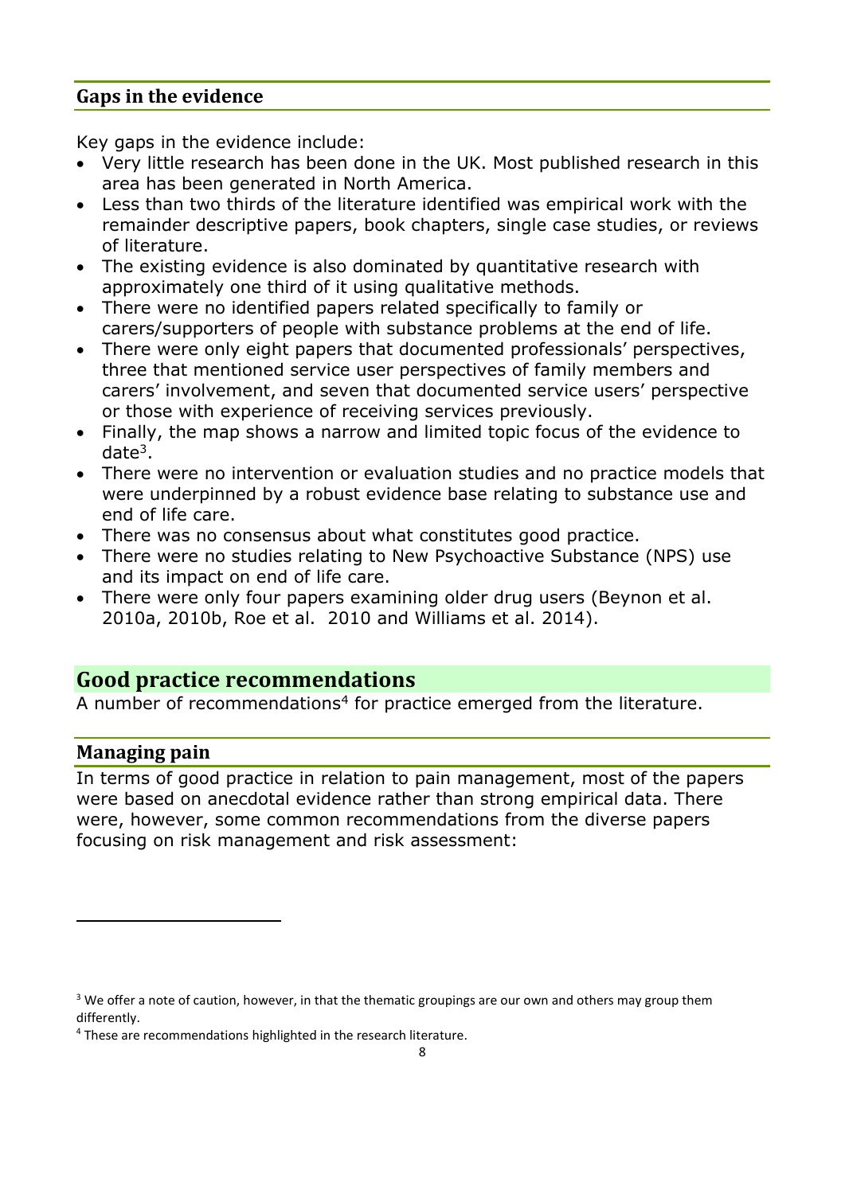### Gaps in the evidence

Key gaps in the evidence include:

- Very little research has been done in the UK. Most published research in this area has been generated in North America.
- Less than two thirds of the literature identified was empirical work with the remainder descriptive papers, book chapters, single case studies, or reviews of literature.
- The existing evidence is also dominated by quantitative research with approximately one third of it using qualitative methods.
- There were no identified papers related specifically to family or carers/supporters of people with substance problems at the end of life.
- There were only eight papers that documented professionals' perspectives, three that mentioned service user perspectives of family members and carers' involvement, and seven that documented service users' perspective or those with experience of receiving services previously.
- Finally, the map shows a narrow and limited topic focus of the evidence to date[3].
- There were no intervention or evaluation studies and no practice models that were underpinned by a robust evidence base relating to substance use and end of life care.
- There was no consensus about what constitutes good practice.
- There were no studies relating to New Psychoactive Substance (NPS) use and its impact on end of life care.
- There were only four papers examining older drug users (Beynon et al. 2010a, 2010b, Roe et al. 2010 and Williams et al. 2014).

## Good practice recommendations

A number of recommendations[4] for practice emerged from the literature.

### Managing pain

In terms of good practice in relation to pain management, most of the papers were based on anecdotal evidence rather than strong empirical data. There were, however, some common recommendations from the diverse papers focusing on risk management and risk assessment:

---

[3] We offer a note of caution, however, in that the thematic groupings are our own and others may group them differently.

[4] These are recommendations highlighted in the research literature.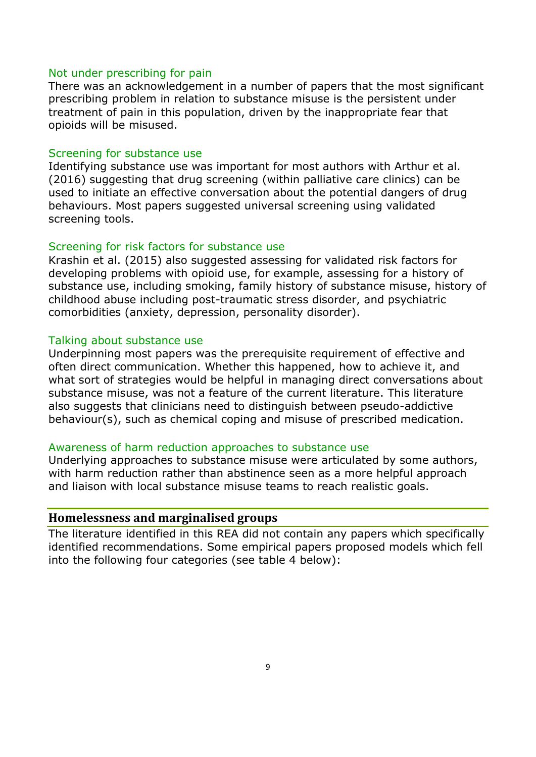### Not under prescribing for pain

There was an acknowledgement in a number of papers that the most significant prescribing problem in relation to substance misuse is the persistent under treatment of pain in this population, driven by the inappropriate fear that opioids will be misused.

### Screening for substance use

Identifying substance use was important for most authors with Arthur et al. (2016) suggesting that drug screening (within palliative care clinics) can be used to initiate an effective conversation about the potential dangers of drug behaviours. Most papers suggested universal screening using validated screening tools.

### Screening for risk factors for substance use

Krashin et al. (2015) also suggested assessing for validated risk factors for developing problems with opioid use, for example, assessing for a history of substance use, including smoking, family history of substance misuse, history of childhood abuse including post-traumatic stress disorder, and psychiatric comorbidities (anxiety, depression, personality disorder).

### Talking about substance use

Underpinning most papers was the prerequisite requirement of effective and often direct communication. Whether this happened, how to achieve it, and what sort of strategies would be helpful in managing direct conversations about substance misuse, was not a feature of the current literature. This literature also suggests that clinicians need to distinguish between pseudo-addictive behaviour(s), such as chemical coping and misuse of prescribed medication.

### Awareness of harm reduction approaches to substance use

Underlying approaches to substance misuse were articulated by some authors, with harm reduction rather than abstinence seen as a more helpful approach and liaison with local substance misuse teams to reach realistic goals.

## Homelessness and marginalised groups

The literature identified in this REA did not contain any papers which specifically identified recommendations. Some empirical papers proposed models which fell into the following four categories (see table 4 below):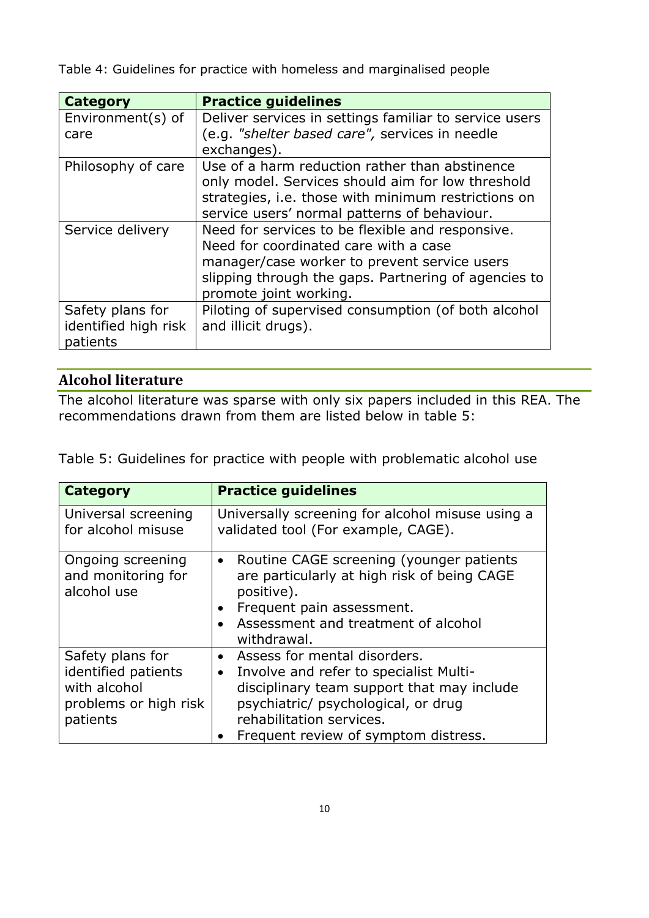Table 4: Guidelines for practice with homeless and marginalised people

| Category | Practice guidelines |
| --- | --- |
| Environment(s) of care | Deliver services in settings familiar to service users (e.g. *"shelter based care",* services in needle exchanges). |
| Philosophy of care | Use of a harm reduction rather than abstinence only model. Services should aim for low threshold strategies, i.e. those with minimum restrictions on service users' normal patterns of behaviour. |
| Service delivery | Need for services to be flexible and responsive. Need for coordinated care with a case manager/case worker to prevent service users slipping through the gaps. Partnering of agencies to promote joint working. |
| Safety plans for identified high risk patients | Piloting of supervised consumption (of both alcohol and illicit drugs). |

## Alcohol literature

The alcohol literature was sparse with only six papers included in this REA. The recommendations drawn from them are listed below in table 5:

Table 5: Guidelines for practice with people with problematic alcohol use

| Category | Practice guidelines |
| --- | --- |
| Universal screening for alcohol misuse | Universally screening for alcohol misuse using a validated tool (For example, CAGE). |
| Ongoing screening and monitoring for alcohol use | • Routine CAGE screening (younger patients are particularly at high risk of being CAGE positive).<br>• Frequent pain assessment.<br>• Assessment and treatment of alcohol withdrawal. |
| Safety plans for identified patients with alcohol problems or high risk patients | • Assess for mental disorders.<br>• Involve and refer to specialist Multi-disciplinary team support that may include psychiatric/ psychological, or drug rehabilitation services.<br>• Frequent review of symptom distress. |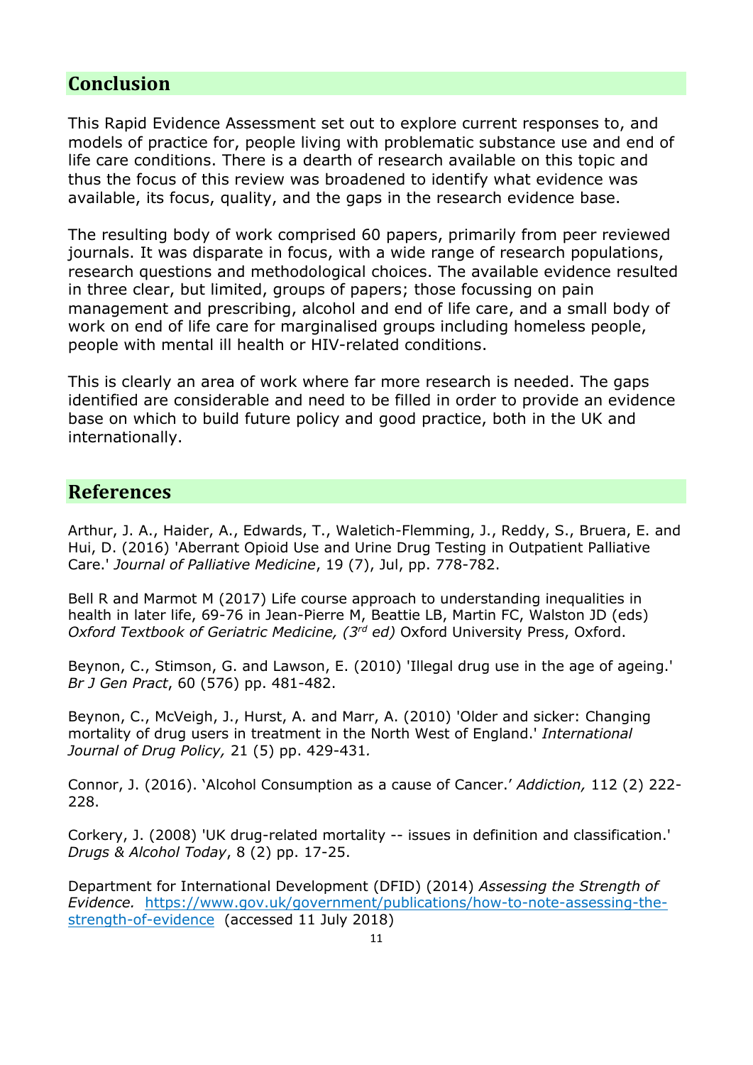## Conclusion

This Rapid Evidence Assessment set out to explore current responses to, and models of practice for, people living with problematic substance use and end of life care conditions. There is a dearth of research available on this topic and thus the focus of this review was broadened to identify what evidence was available, its focus, quality, and the gaps in the research evidence base.

The resulting body of work comprised 60 papers, primarily from peer reviewed journals. It was disparate in focus, with a wide range of research populations, research questions and methodological choices. The available evidence resulted in three clear, but limited, groups of papers; those focussing on pain management and prescribing, alcohol and end of life care, and a small body of work on end of life care for marginalised groups including homeless people, people with mental ill health or HIV-related conditions.

This is clearly an area of work where far more research is needed. The gaps identified are considerable and need to be filled in order to provide an evidence base on which to build future policy and good practice, both in the UK and internationally.

## References

Arthur, J. A., Haider, A., Edwards, T., Waletich-Flemming, J., Reddy, S., Bruera, E. and Hui, D. (2016) 'Aberrant Opioid Use and Urine Drug Testing in Outpatient Palliative Care.' *Journal of Palliative Medicine*, 19 (7), Jul, pp. 778-782.

Bell R and Marmot M (2017) Life course approach to understanding inequalities in health in later life, 69-76 in Jean-Pierre M, Beattie LB, Martin FC, Walston JD (eds) *Oxford Textbook of Geriatric Medicine, (3rd ed)* Oxford University Press, Oxford.

Beynon, C., Stimson, G. and Lawson, E. (2010) 'Illegal drug use in the age of ageing.' *Br J Gen Pract*, 60 (576) pp. 481-482.

Beynon, C., McVeigh, J., Hurst, A. and Marr, A. (2010) 'Older and sicker: Changing mortality of drug users in treatment in the North West of England.' *International Journal of Drug Policy,* 21 (5) pp. 429-431*.*

Connor, J. (2016). 'Alcohol Consumption as a cause of Cancer.' *Addiction,* 112 (2) 222-228.

Corkery, J. (2008) 'UK drug-related mortality -- issues in definition and classification.' *Drugs & Alcohol Today*, 8 (2) pp. 17-25.

Department for International Development (DFID) (2014) *Assessing the Strength of Evidence.* https://www.gov.uk/government/publications/how-to-note-assessing-the-strength-of-evidence (accessed 11 July 2018)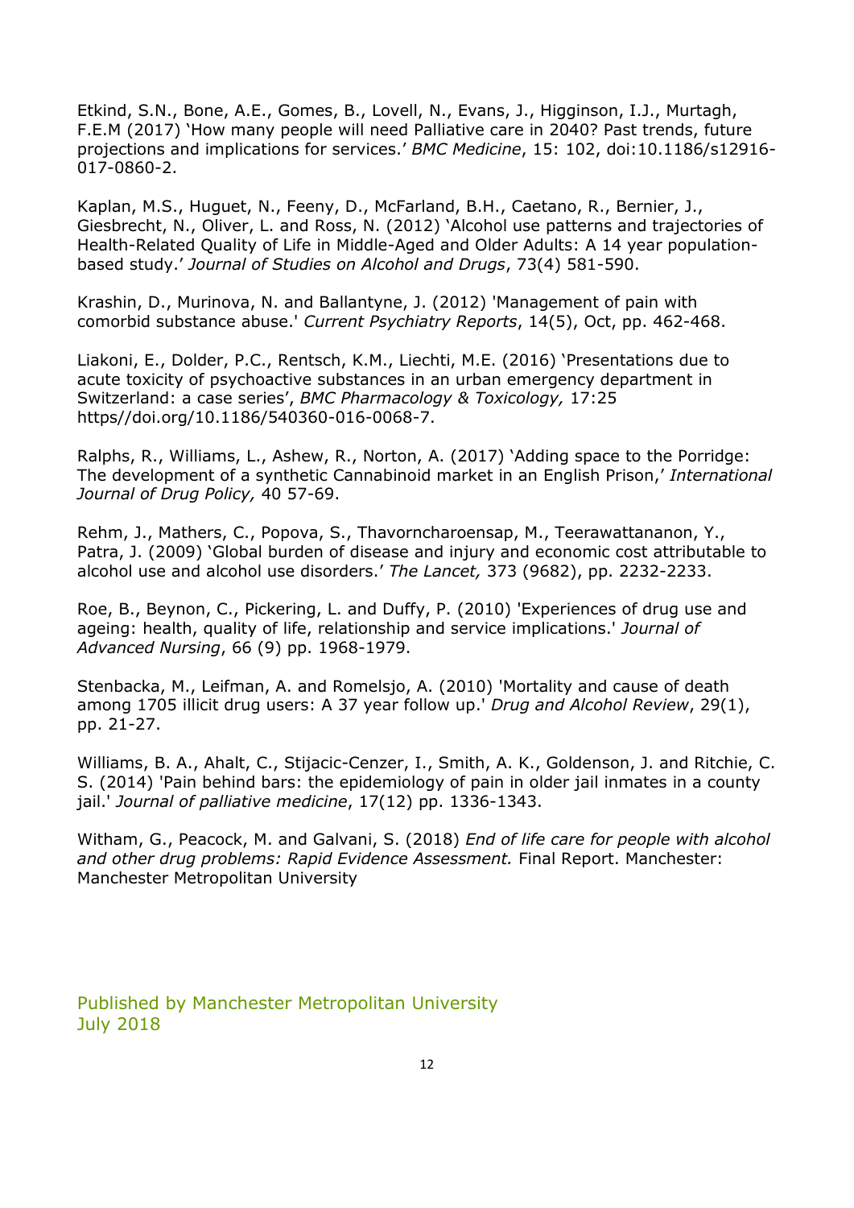Etkind, S.N., Bone, A.E., Gomes, B., Lovell, N., Evans, J., Higginson, I.J., Murtagh, F.E.M (2017) 'How many people will need Palliative care in 2040? Past trends, future projections and implications for services.' *BMC Medicine*, 15: 102, doi:10.1186/s12916-017-0860-2.

Kaplan, M.S., Huguet, N., Feeny, D., McFarland, B.H., Caetano, R., Bernier, J., Giesbrecht, N., Oliver, L. and Ross, N. (2012) 'Alcohol use patterns and trajectories of Health-Related Quality of Life in Middle-Aged and Older Adults: A 14 year population-based study.' *Journal of Studies on Alcohol and Drugs*, 73(4) 581-590.

Krashin, D., Murinova, N. and Ballantyne, J. (2012) 'Management of pain with comorbid substance abuse.' *Current Psychiatry Reports*, 14(5), Oct, pp. 462-468.

Liakoni, E., Dolder, P.C., Rentsch, K.M., Liechti, M.E. (2016) 'Presentations due to acute toxicity of psychoactive substances in an urban emergency department in Switzerland: a case series', *BMC Pharmacology & Toxicology,* 17:25 https//doi.org/10.1186/540360-016-0068-7.

Ralphs, R., Williams, L., Ashew, R., Norton, A. (2017) 'Adding space to the Porridge: The development of a synthetic Cannabinoid market in an English Prison,' *International Journal of Drug Policy,* 40 57-69.

Rehm, J., Mathers, C., Popova, S., Thavorncharoensap, M., Teerawattananon, Y., Patra, J. (2009) 'Global burden of disease and injury and economic cost attributable to alcohol use and alcohol use disorders.' *The Lancet,* 373 (9682), pp. 2232-2233.

Roe, B., Beynon, C., Pickering, L. and Duffy, P. (2010) 'Experiences of drug use and ageing: health, quality of life, relationship and service implications.' *Journal of Advanced Nursing*, 66 (9) pp. 1968-1979.

Stenbacka, M., Leifman, A. and Romelsjo, A. (2010) 'Mortality and cause of death among 1705 illicit drug users: A 37 year follow up.' *Drug and Alcohol Review*, 29(1), pp. 21-27.

Williams, B. A., Ahalt, C., Stijacic-Cenzer, I., Smith, A. K., Goldenson, J. and Ritchie, C. S. (2014) 'Pain behind bars: the epidemiology of pain in older jail inmates in a county jail.' *Journal of palliative medicine*, 17(12) pp. 1336-1343.

Witham, G., Peacock, M. and Galvani, S. (2018) *End of life care for people with alcohol and other drug problems: Rapid Evidence Assessment.* Final Report. Manchester: Manchester Metropolitan University

Published by Manchester Metropolitan University
July 2018